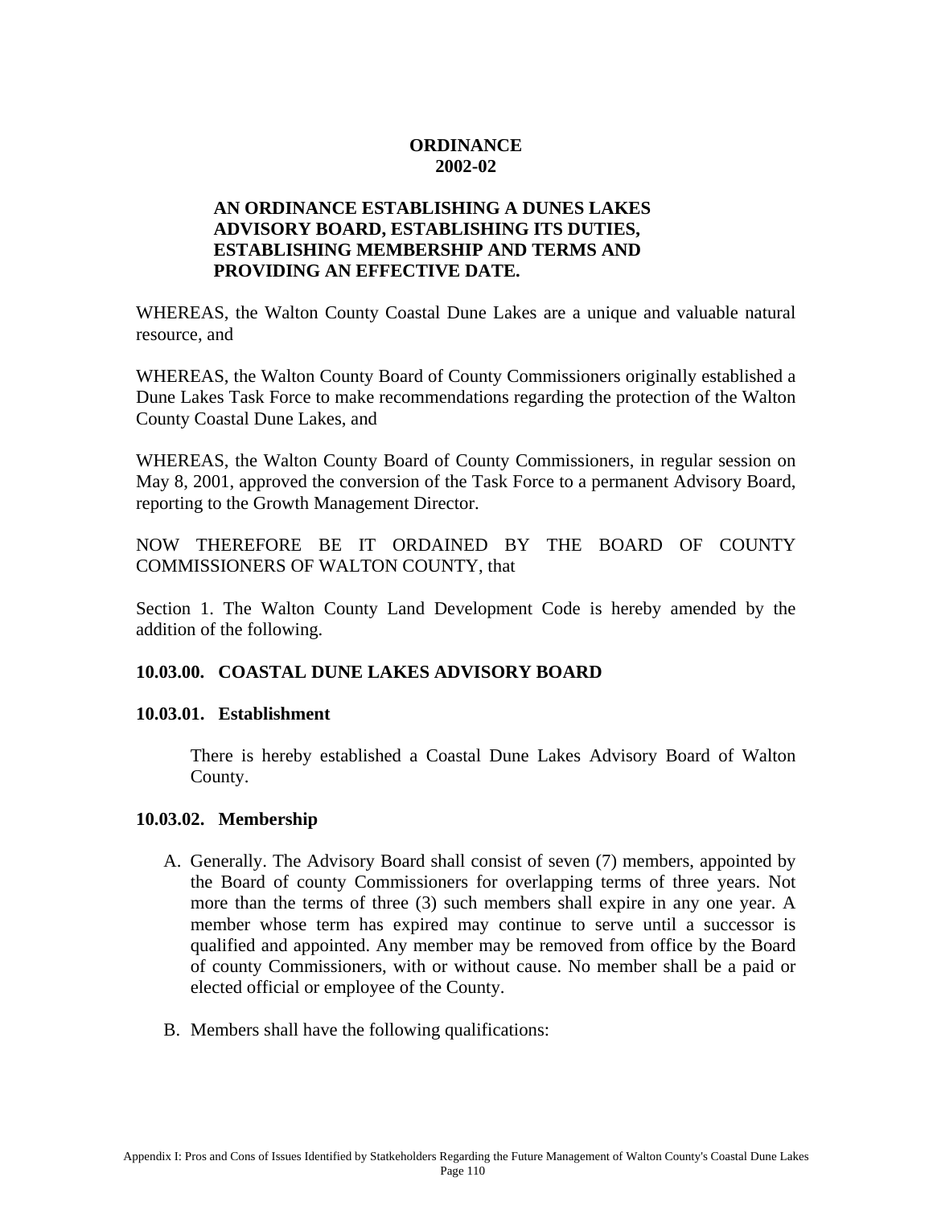# ORDINANCE 2002-02

**AN ORDINANCE ESTABLISHING A DUNES LAKES ADVISORY BOARD, ESTABLISHING ITS DUTIES, ESTABLISHING MEMBERSHIP AND TERMS AND PROVIDING AN EFFECTIVE DATE.**

WHEREAS, the Walton County Coastal Dune Lakes are a unique and valuable natural resource, and

WHEREAS, the Walton County Board of County Commissioners originally established a Dune Lakes Task Force to make recommendations regarding the protection of the Walton County Coastal Dune Lakes, and

WHEREAS, the Walton County Board of County Commissioners, in regular session on May 8, 2001, approved the conversion of the Task Force to a permanent Advisory Board, reporting to the Growth Management Director.

NOW THEREFORE BE IT ORDAINED BY THE BOARD OF COUNTY COMMISSIONERS OF WALTON COUNTY, that

Section 1. The Walton County Land Development Code is hereby amended by the addition of the following.

## 10.03.00. COASTAL DUNE LAKES ADVISORY BOARD

### 10.03.01. Establishment

There is hereby established a Coastal Dune Lakes Advisory Board of Walton County.

### 10.03.02. Membership

A. Generally. The Advisory Board shall consist of seven (7) members, appointed by the Board of county Commissioners for overlapping terms of three years. Not more than the terms of three (3) such members shall expire in any one year. A member whose term has expired may continue to serve until a successor is qualified and appointed. Any member may be removed from office by the Board of county Commissioners, with or without cause. No member shall be a paid or elected official or employee of the County.

B. Members shall have the following qualifications: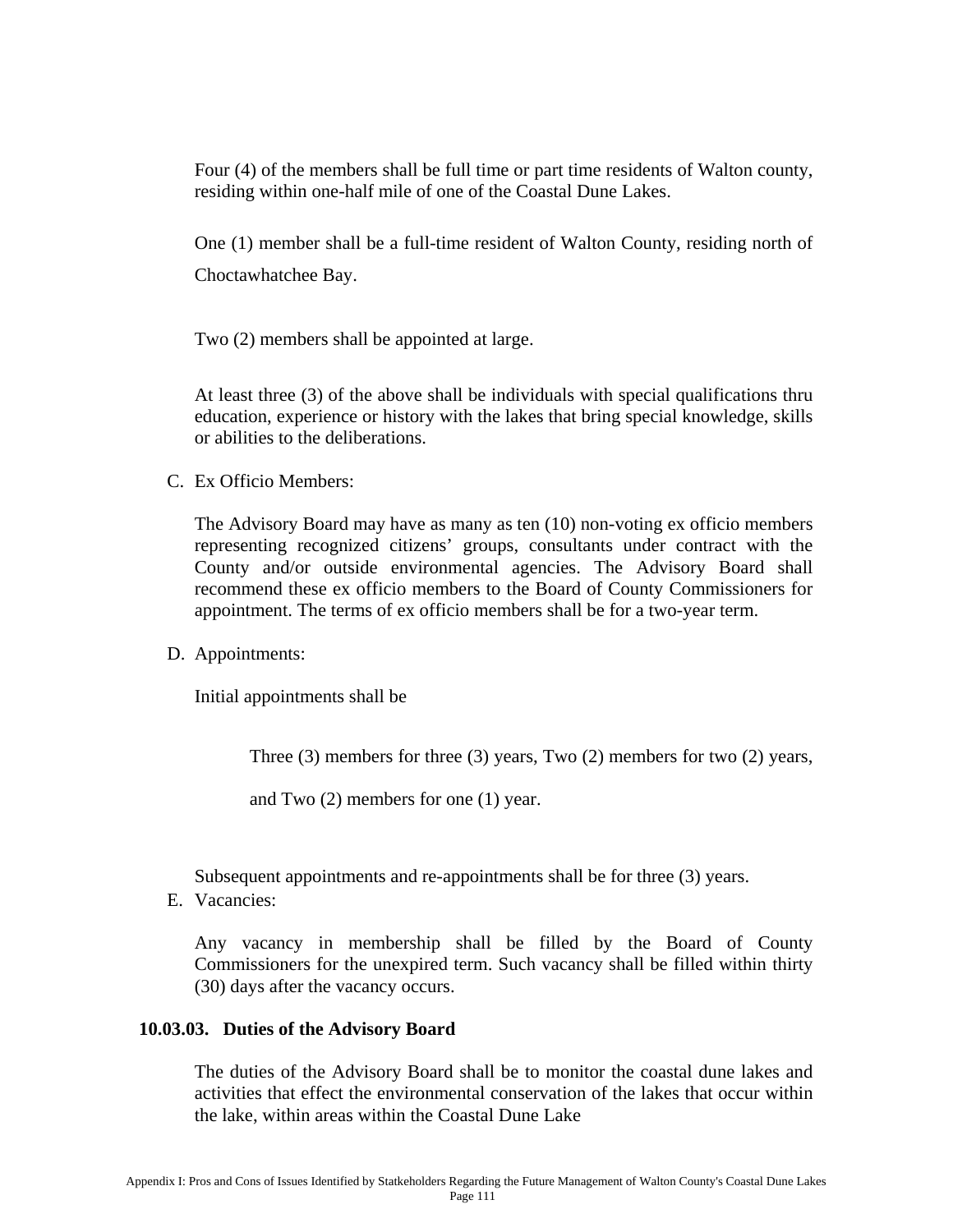Four (4) of the members shall be full time or part time residents of Walton county, residing within one-half mile of one of the Coastal Dune Lakes.

One (1) member shall be a full-time resident of Walton County, residing north of Choctawhatchee Bay.

Two (2) members shall be appointed at large.

At least three (3) of the above shall be individuals with special qualifications thru education, experience or history with the lakes that bring special knowledge, skills or abilities to the deliberations.

C. Ex Officio Members:

The Advisory Board may have as many as ten (10) non-voting ex officio members representing recognized citizens' groups, consultants under contract with the County and/or outside environmental agencies. The Advisory Board shall recommend these ex officio members to the Board of County Commissioners for appointment. The terms of ex officio members shall be for a two-year term.

D. Appointments:

Initial appointments shall be

> Three (3) members for three (3) years, Two (2) members for two (2) years,
>
> and Two (2) members for one (1) year.

Subsequent appointments and re-appointments shall be for three (3) years.

E. Vacancies:

Any vacancy in membership shall be filled by the Board of County Commissioners for the unexpired term. Such vacancy shall be filled within thirty (30) days after the vacancy occurs.

**10.03.03. Duties of the Advisory Board**

The duties of the Advisory Board shall be to monitor the coastal dune lakes and activities that effect the environmental conservation of the lakes that occur within the lake, within areas within the Coastal Dune Lake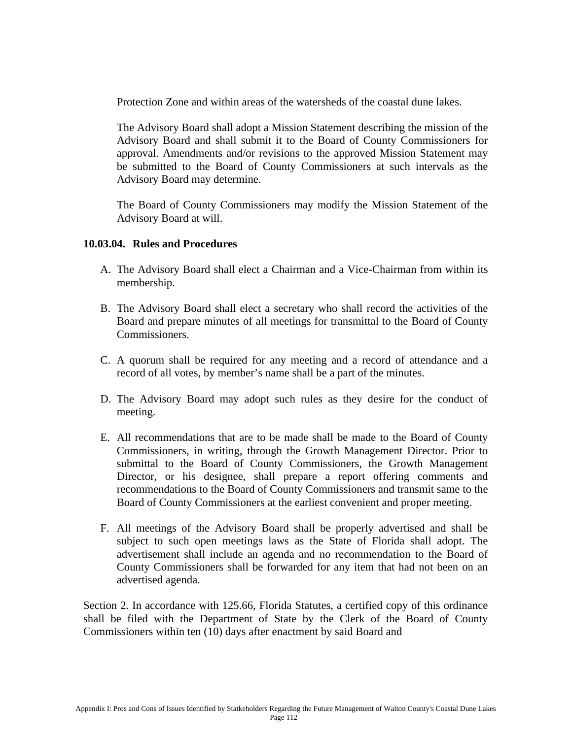Protection Zone and within areas of the watersheds of the coastal dune lakes.

The Advisory Board shall adopt a Mission Statement describing the mission of the Advisory Board and shall submit it to the Board of County Commissioners for approval. Amendments and/or revisions to the approved Mission Statement may be submitted to the Board of County Commissioners at such intervals as the Advisory Board may determine.

The Board of County Commissioners may modify the Mission Statement of the Advisory Board at will.

**10.03.04. Rules and Procedures**

A. The Advisory Board shall elect a Chairman and a Vice-Chairman from within its membership.

B. The Advisory Board shall elect a secretary who shall record the activities of the Board and prepare minutes of all meetings for transmittal to the Board of County Commissioners.

C. A quorum shall be required for any meeting and a record of attendance and a record of all votes, by member's name shall be a part of the minutes.

D. The Advisory Board may adopt such rules as they desire for the conduct of meeting.

E. All recommendations that are to be made shall be made to the Board of County Commissioners, in writing, through the Growth Management Director. Prior to submittal to the Board of County Commissioners, the Growth Management Director, or his designee, shall prepare a report offering comments and recommendations to the Board of County Commissioners and transmit same to the Board of County Commissioners at the earliest convenient and proper meeting.

F. All meetings of the Advisory Board shall be properly advertised and shall be subject to such open meetings laws as the State of Florida shall adopt. The advertisement shall include an agenda and no recommendation to the Board of County Commissioners shall be forwarded for any item that had not been on an advertised agenda.

Section 2. In accordance with 125.66, Florida Statutes, a certified copy of this ordinance shall be filed with the Department of State by the Clerk of the Board of County Commissioners within ten (10) days after enactment by said Board and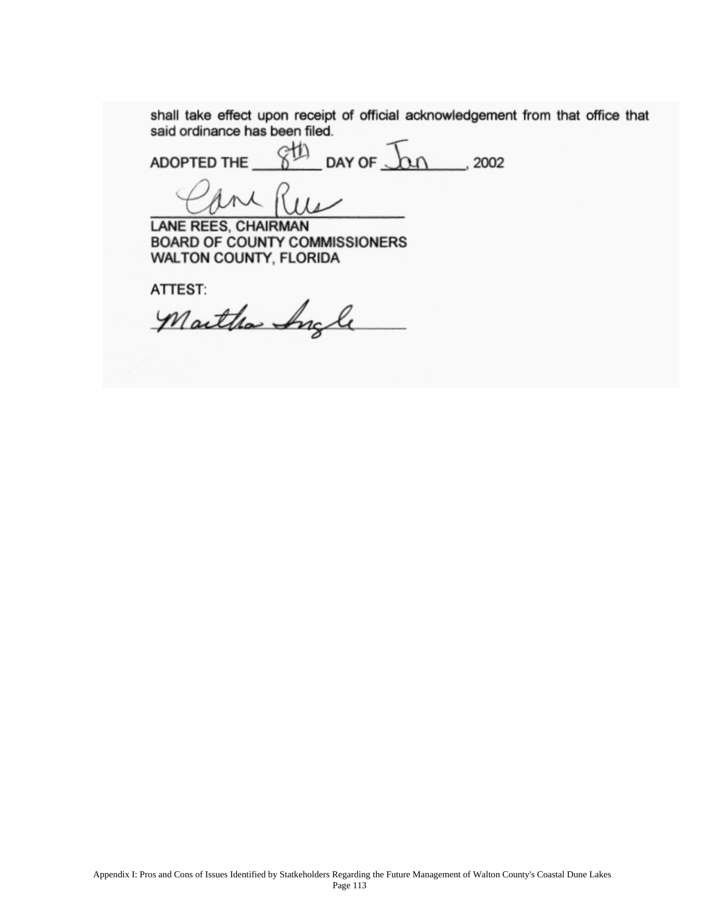shall take effect upon receipt of official acknowledgement from that office that said ordinance has been filed.

ADOPTED THE 8th DAY OF Jan, 2002

Lane Rees

LANE REES, CHAIRMAN
BOARD OF COUNTY COMMISSIONERS
WALTON COUNTY, FLORIDA

ATTEST:

Martha Ingle